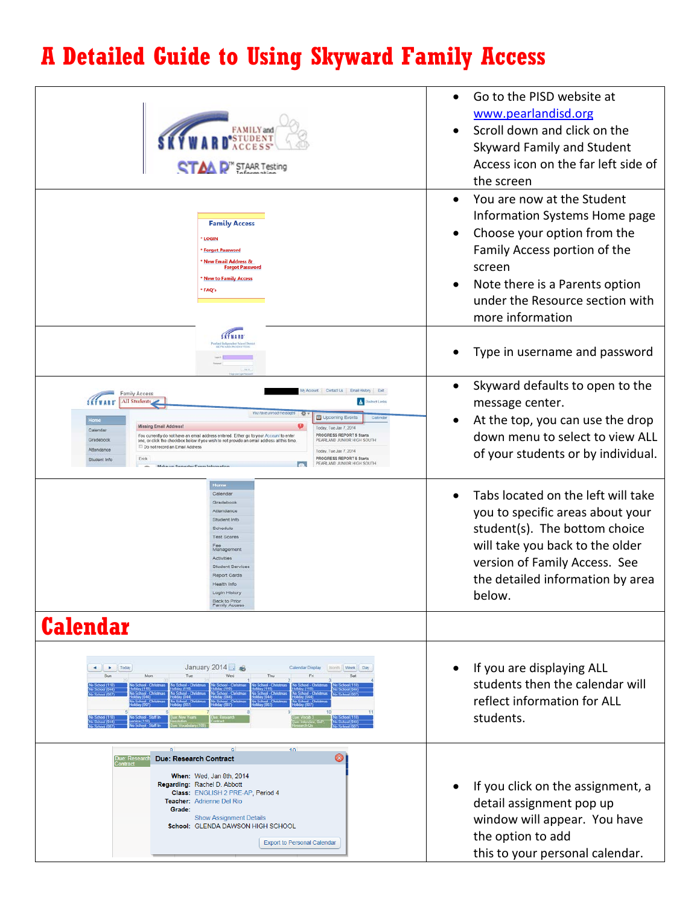# A Detailed Guide to Using Skyward Family Access

| | |
|---|---|
| | • Go to the PISD website at www.pearlandisd.org<br>• Scroll down and click on the Skyward Family and Student Access icon on the far left side of the screen |
| | • You are now at the Student Information Systems Home page<br>• Choose your option from the Family Access portion of the screen<br>• Note there is a Parents option under the Resource section with more information |
| | • Type in username and password |
| | • Skyward defaults to open to the message center.<br>• At the top, you can use the drop down menu to select to view ALL of your students or by individual. |
| | • Tabs located on the left will take you to specific areas about your student(s). The bottom choice will take you back to the older version of Family Access. See the detailed information by area below. |

## Calendar

| | |
|---|---|
| | • If you are displaying ALL students then the calendar will reflect information for ALL students. |
| | • If you click on the assignment, a detail assignment pop up window will appear. You have the option to add this to your personal calendar. |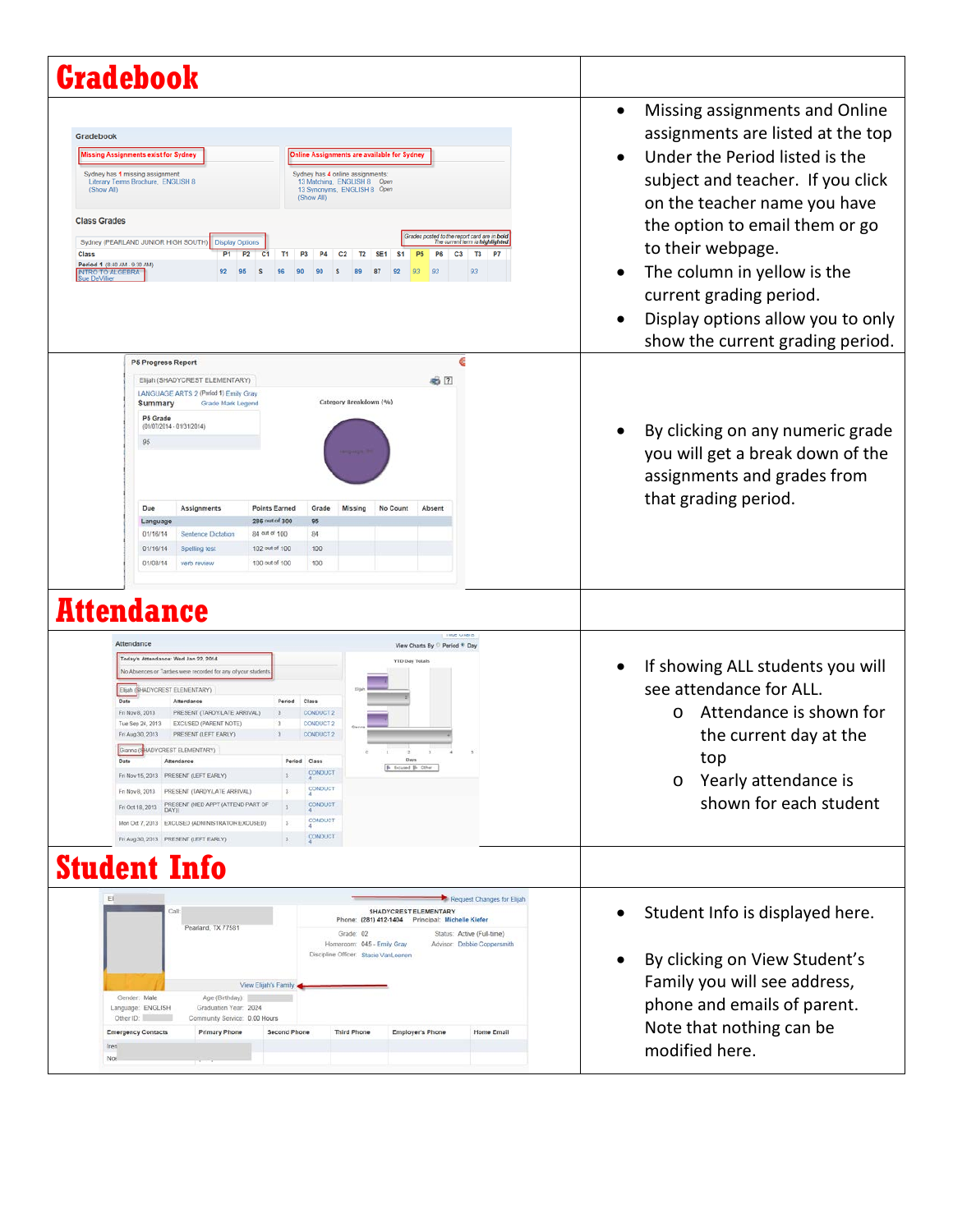# Gradebook

- Missing assignments and Online assignments are listed at the top
- Under the Period listed is the subject and teacher. If you click on the teacher name you have the option to email them or go to their webpage.
- The column in yellow is the current grading period.
- Display options allow you to only show the current grading period.

- By clicking on any numeric grade you will get a break down of the assignments and grades from that grading period.

# Attendance

- If showing ALL students you will see attendance for ALL.
  - Attendance is shown for the current day at the top
  - Yearly attendance is shown for each student

# Student Info

- Student Info is displayed here.

- By clicking on View Student's Family you will see address, phone and emails of parent. Note that nothing can be modified here.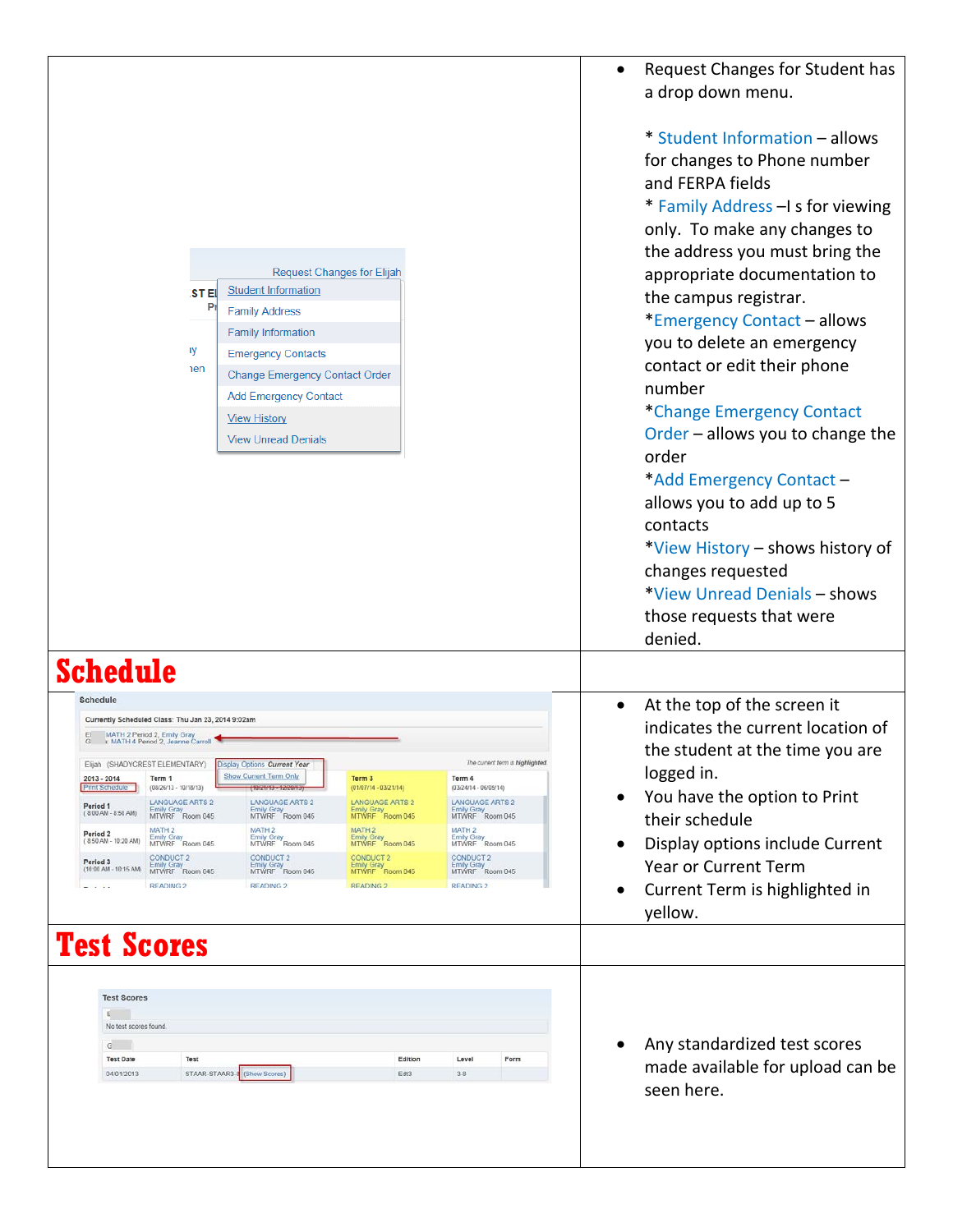- Request Changes for Student has a drop down menu.

  \* Student Information – allows for changes to Phone number and FERPA fields
  \* Family Address –I s for viewing only. To make any changes to the address you must bring the appropriate documentation to the campus registrar.
  \*Emergency Contact – allows you to delete an emergency contact or edit their phone number
  \*Change Emergency Contact Order – allows you to change the order
  \*Add Emergency Contact – allows you to add up to 5 contacts
  \*View History – shows history of changes requested
  \*View Unread Denials – shows those requests that were denied.

## Schedule

- At the top of the screen it indicates the current location of the student at the time you are logged in.
- You have the option to Print their schedule
- Display options include Current Year or Current Term
- Current Term is highlighted in yellow.

## Test Scores

- Any standardized test scores made available for upload can be seen here.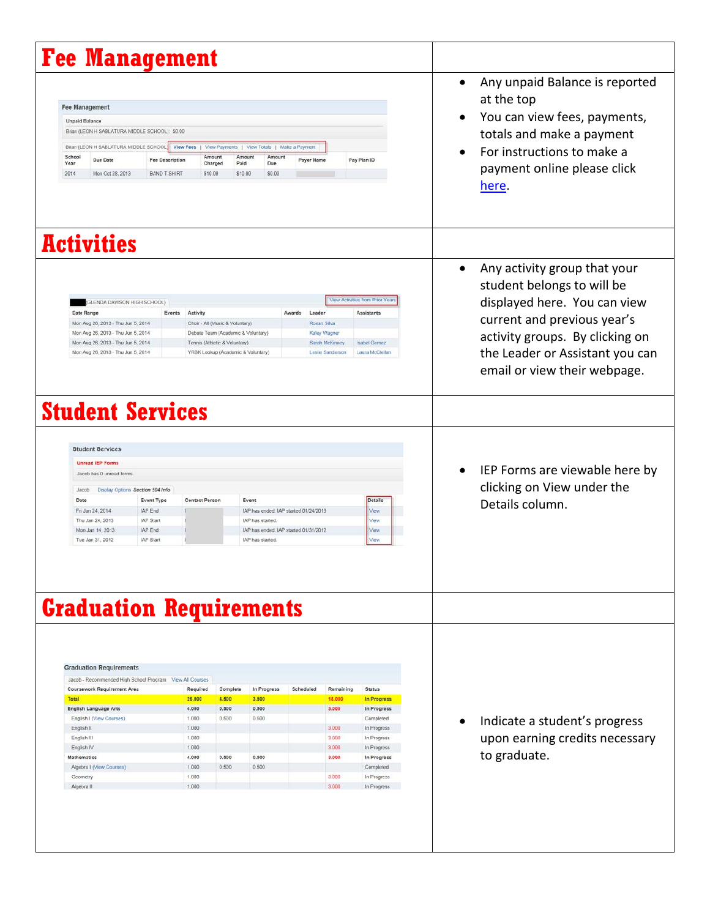# Fee Management

- Any unpaid Balance is reported at the top
- You can view fees, payments, totals and make a payment
- For instructions to make a payment online please click here.

# Activities

- Any activity group that your student belongs to will be displayed here. You can view current and previous year's activity groups. By clicking on the Leader or Assistant you can email or view their webpage.

# Student Services

- IEP Forms are viewable here by clicking on View under the Details column.

# Graduation Requirements

- Indicate a student's progress upon earning credits necessary to graduate.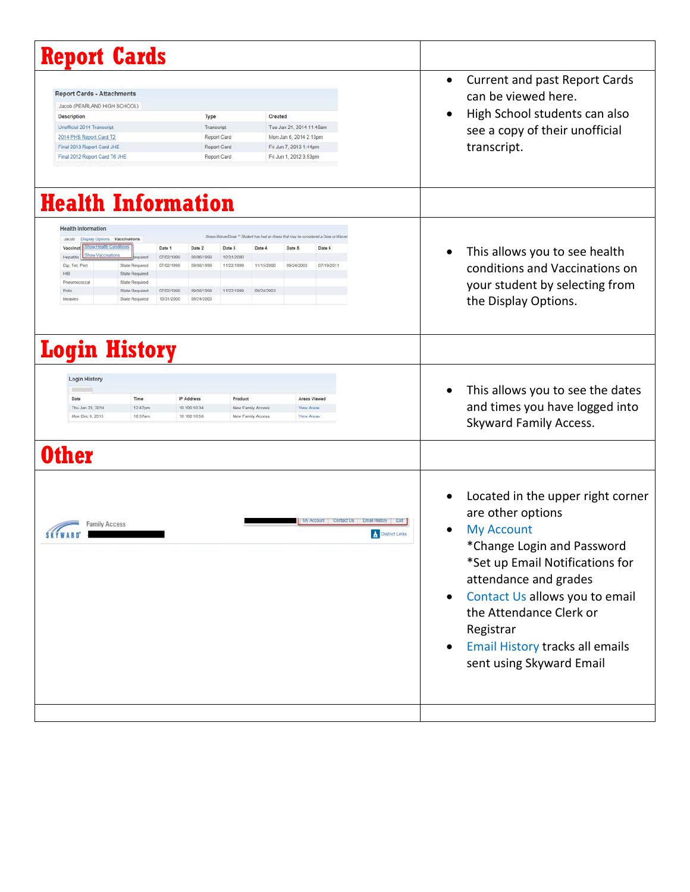# Report Cards

- Current and past Report Cards can be viewed here.
- High School students can also see a copy of their unofficial transcript.

# Health Information

- This allows you to see health conditions and Vaccinations on your student by selecting from the Display Options.

# Login History

- This allows you to see the dates and times you have logged into Skyward Family Access.

# Other

- Located in the upper right corner are other options
- My Account
  *Change Login and Password
  *Set up Email Notifications for attendance and grades
- Contact Us allows you to email the Attendance Clerk or Registrar
- Email History tracks all emails sent using Skyward Email